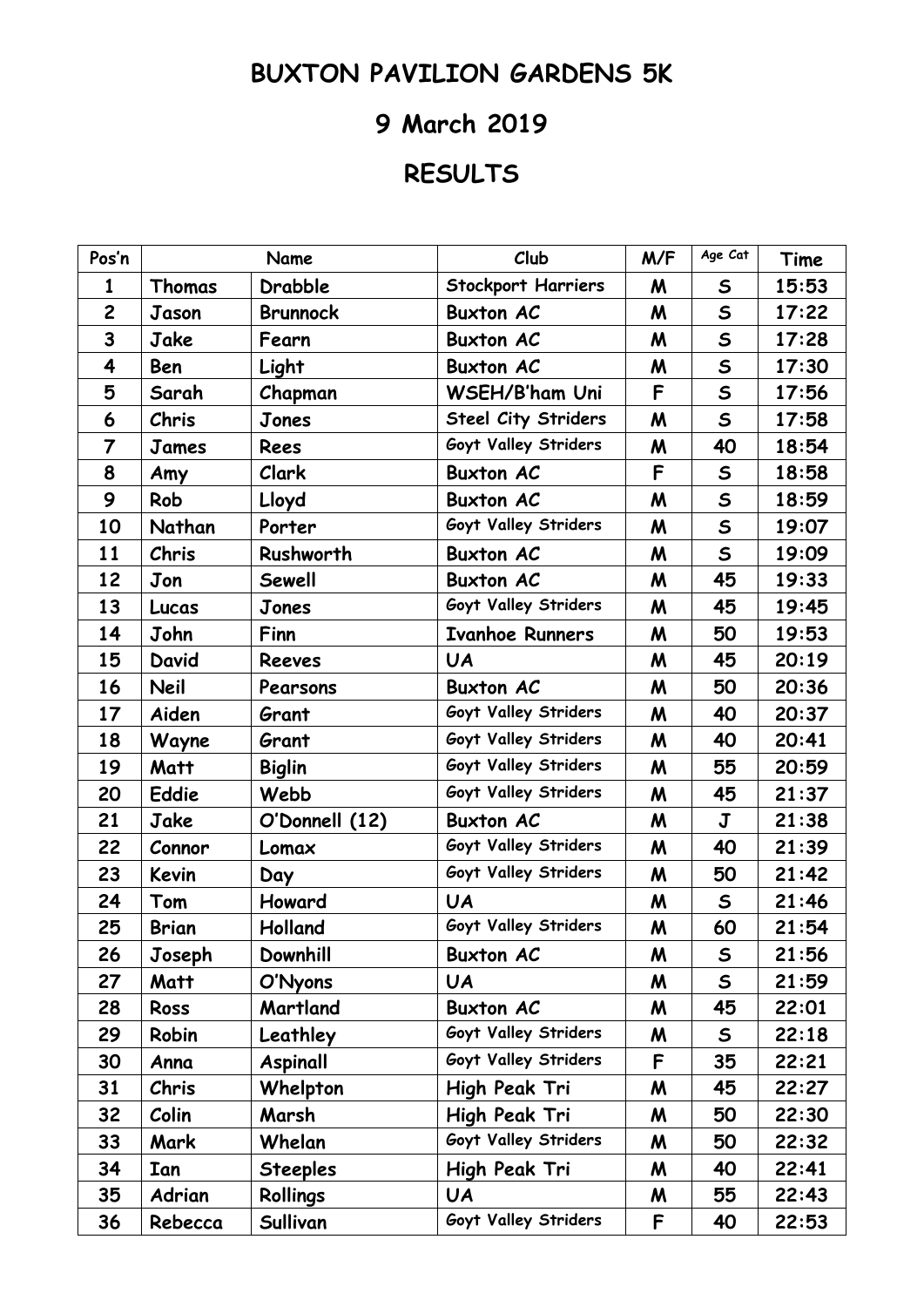# BUXTON PAVILION GARDENS 5K

## 9 March 2019

## RESULTS

| Pos'n | Name | | Club | M/F | Age Cat | Time |
|---|---|---|---|---|---|---|
| 1 | Thomas | Drabble | Stockport Harriers | M | S | 15:53 |
| 2 | Jason | Brunnock | Buxton AC | M | S | 17:22 |
| 3 | Jake | Fearn | Buxton AC | M | S | 17:28 |
| 4 | Ben | Light | Buxton AC | M | S | 17:30 |
| 5 | Sarah | Chapman | WSEH/B'ham Uni | F | S | 17:56 |
| 6 | Chris | Jones | Steel City Striders | M | S | 17:58 |
| 7 | James | Rees | Goyt Valley Striders | M | 40 | 18:54 |
| 8 | Amy | Clark | Buxton AC | F | S | 18:58 |
| 9 | Rob | Lloyd | Buxton AC | M | S | 18:59 |
| 10 | Nathan | Porter | Goyt Valley Striders | M | S | 19:07 |
| 11 | Chris | Rushworth | Buxton AC | M | S | 19:09 |
| 12 | Jon | Sewell | Buxton AC | M | 45 | 19:33 |
| 13 | Lucas | Jones | Goyt Valley Striders | M | 45 | 19:45 |
| 14 | John | Finn | Ivanhoe Runners | M | 50 | 19:53 |
| 15 | David | Reeves | UA | M | 45 | 20:19 |
| 16 | Neil | Pearsons | Buxton AC | M | 50 | 20:36 |
| 17 | Aiden | Grant | Goyt Valley Striders | M | 40 | 20:37 |
| 18 | Wayne | Grant | Goyt Valley Striders | M | 40 | 20:41 |
| 19 | Matt | Biglin | Goyt Valley Striders | M | 55 | 20:59 |
| 20 | Eddie | Webb | Goyt Valley Striders | M | 45 | 21:37 |
| 21 | Jake | O'Donnell (12) | Buxton AC | M | J | 21:38 |
| 22 | Connor | Lomax | Goyt Valley Striders | M | 40 | 21:39 |
| 23 | Kevin | Day | Goyt Valley Striders | M | 50 | 21:42 |
| 24 | Tom | Howard | UA | M | S | 21:46 |
| 25 | Brian | Holland | Goyt Valley Striders | M | 60 | 21:54 |
| 26 | Joseph | Downhill | Buxton AC | M | S | 21:56 |
| 27 | Matt | O'Nyons | UA | M | S | 21:59 |
| 28 | Ross | Martland | Buxton AC | M | 45 | 22:01 |
| 29 | Robin | Leathley | Goyt Valley Striders | M | S | 22:18 |
| 30 | Anna | Aspinall | Goyt Valley Striders | F | 35 | 22:21 |
| 31 | Chris | Whelpton | High Peak Tri | M | 45 | 22:27 |
| 32 | Colin | Marsh | High Peak Tri | M | 50 | 22:30 |
| 33 | Mark | Whelan | Goyt Valley Striders | M | 50 | 22:32 |
| 34 | Ian | Steeples | High Peak Tri | M | 40 | 22:41 |
| 35 | Adrian | Rollings | UA | M | 55 | 22:43 |
| 36 | Rebecca | Sullivan | Goyt Valley Striders | F | 40 | 22:53 |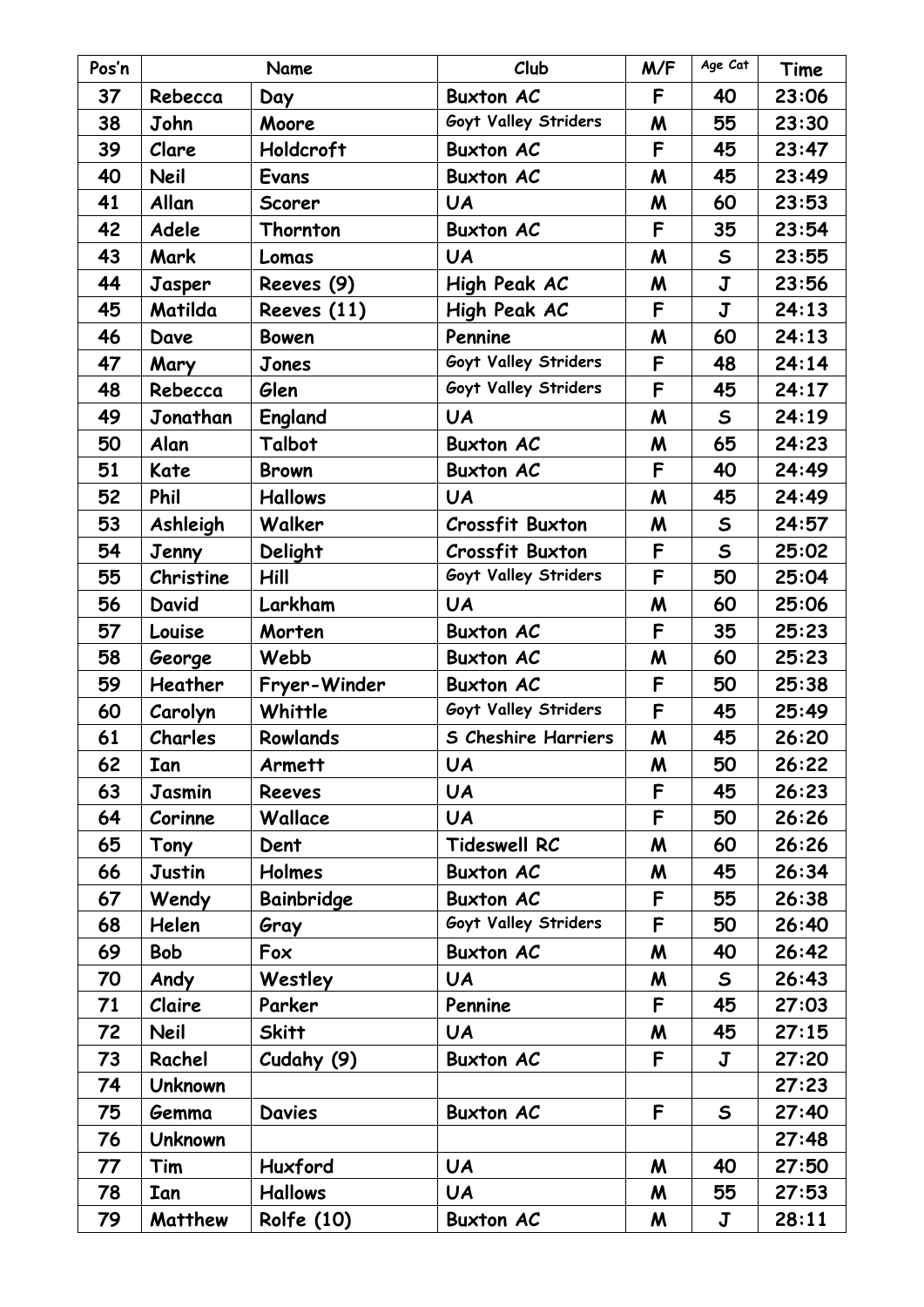| Pos'n | Name | | Club | M/F | Age Cat | Time |
|---|---|---|---|---|---|---|
| 37 | Rebecca | Day | Buxton AC | F | 40 | 23:06 |
| 38 | John | Moore | Goyt Valley Striders | M | 55 | 23:30 |
| 39 | Clare | Holdcroft | Buxton AC | F | 45 | 23:47 |
| 40 | Neil | Evans | Buxton AC | M | 45 | 23:49 |
| 41 | Allan | Scorer | UA | M | 60 | 23:53 |
| 42 | Adele | Thornton | Buxton AC | F | 35 | 23:54 |
| 43 | Mark | Lomas | UA | M | S | 23:55 |
| 44 | Jasper | Reeves (9) | High Peak AC | M | J | 23:56 |
| 45 | Matilda | Reeves (11) | High Peak AC | F | J | 24:13 |
| 46 | Dave | Bowen | Pennine | M | 60 | 24:13 |
| 47 | Mary | Jones | Goyt Valley Striders | F | 48 | 24:14 |
| 48 | Rebecca | Glen | Goyt Valley Striders | F | 45 | 24:17 |
| 49 | Jonathan | England | UA | M | S | 24:19 |
| 50 | Alan | Talbot | Buxton AC | M | 65 | 24:23 |
| 51 | Kate | Brown | Buxton AC | F | 40 | 24:49 |
| 52 | Phil | Hallows | UA | M | 45 | 24:49 |
| 53 | Ashleigh | Walker | Crossfit Buxton | M | S | 24:57 |
| 54 | Jenny | Delight | Crossfit Buxton | F | S | 25:02 |
| 55 | Christine | Hill | Goyt Valley Striders | F | 50 | 25:04 |
| 56 | David | Larkham | UA | M | 60 | 25:06 |
| 57 | Louise | Morten | Buxton AC | F | 35 | 25:23 |
| 58 | George | Webb | Buxton AC | M | 60 | 25:23 |
| 59 | Heather | Fryer-Winder | Buxton AC | F | 50 | 25:38 |
| 60 | Carolyn | Whittle | Goyt Valley Striders | F | 45 | 25:49 |
| 61 | Charles | Rowlands | S Cheshire Harriers | M | 45 | 26:20 |
| 62 | Ian | Armett | UA | M | 50 | 26:22 |
| 63 | Jasmin | Reeves | UA | F | 45 | 26:23 |
| 64 | Corinne | Wallace | UA | F | 50 | 26:26 |
| 65 | Tony | Dent | Tideswell RC | M | 60 | 26:26 |
| 66 | Justin | Holmes | Buxton AC | M | 45 | 26:34 |
| 67 | Wendy | Bainbridge | Buxton AC | F | 55 | 26:38 |
| 68 | Helen | Gray | Goyt Valley Striders | F | 50 | 26:40 |
| 69 | Bob | Fox | Buxton AC | M | 40 | 26:42 |
| 70 | Andy | Westley | UA | M | S | 26:43 |
| 71 | Claire | Parker | Pennine | F | 45 | 27:03 |
| 72 | Neil | Skitt | UA | M | 45 | 27:15 |
| 73 | Rachel | Cudahy (9) | Buxton AC | F | J | 27:20 |
| 74 | Unknown | | | | | 27:23 |
| 75 | Gemma | Davies | Buxton AC | F | S | 27:40 |
| 76 | Unknown | | | | | 27:48 |
| 77 | Tim | Huxford | UA | M | 40 | 27:50 |
| 78 | Ian | Hallows | UA | M | 55 | 27:53 |
| 79 | Matthew | Rolfe (10) | Buxton AC | M | J | 28:11 |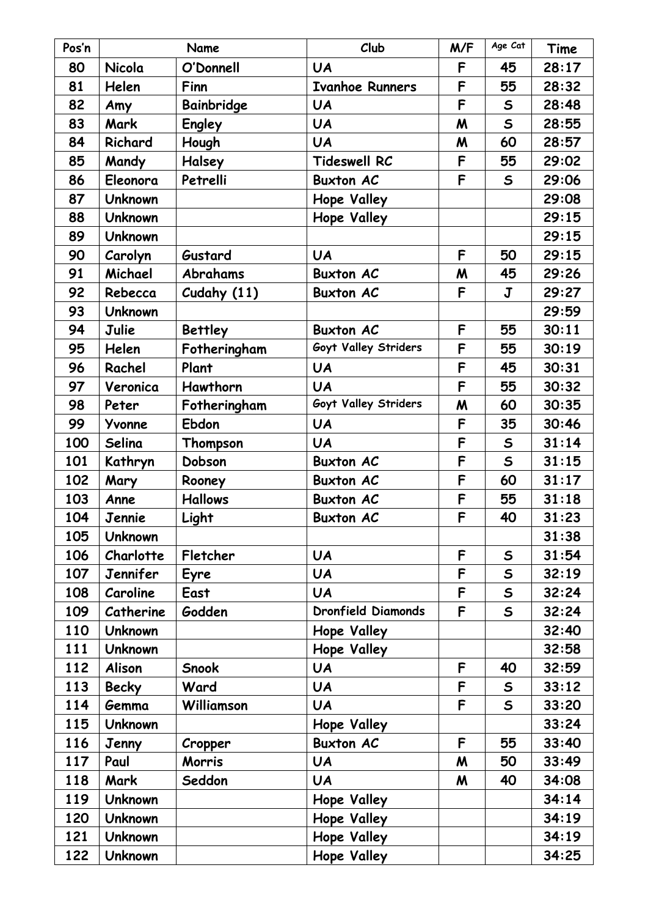| Pos'n | Name | | Club | M/F | Age Cat | Time |
|---|---|---|---|---|---|---|
| 80 | Nicola | O'Donnell | UA | F | 45 | 28:17 |
| 81 | Helen | Finn | Ivanhoe Runners | F | 55 | 28:32 |
| 82 | Amy | Bainbridge | UA | F | S | 28:48 |
| 83 | Mark | Engley | UA | M | S | 28:55 |
| 84 | Richard | Hough | UA | M | 60 | 28:57 |
| 85 | Mandy | Halsey | Tideswell RC | F | 55 | 29:02 |
| 86 | Eleonora | Petrelli | Buxton AC | F | S | 29:06 |
| 87 | Unknown | | Hope Valley | | | 29:08 |
| 88 | Unknown | | Hope Valley | | | 29:15 |
| 89 | Unknown | | | | | 29:15 |
| 90 | Carolyn | Gustard | UA | F | 50 | 29:15 |
| 91 | Michael | Abrahams | Buxton AC | M | 45 | 29:26 |
| 92 | Rebecca | Cudahy (11) | Buxton AC | F | J | 29:27 |
| 93 | Unknown | | | | | 29:59 |
| 94 | Julie | Bettley | Buxton AC | F | 55 | 30:11 |
| 95 | Helen | Fotheringham | Goyt Valley Striders | F | 55 | 30:19 |
| 96 | Rachel | Plant | UA | F | 45 | 30:31 |
| 97 | Veronica | Hawthorn | UA | F | 55 | 30:32 |
| 98 | Peter | Fotheringham | Goyt Valley Striders | M | 60 | 30:35 |
| 99 | Yvonne | Ebdon | UA | F | 35 | 30:46 |
| 100 | Selina | Thompson | UA | F | S | 31:14 |
| 101 | Kathryn | Dobson | Buxton AC | F | S | 31:15 |
| 102 | Mary | Rooney | Buxton AC | F | 60 | 31:17 |
| 103 | Anne | Hallows | Buxton AC | F | 55 | 31:18 |
| 104 | Jennie | Light | Buxton AC | F | 40 | 31:23 |
| 105 | Unknown | | | | | 31:38 |
| 106 | Charlotte | Fletcher | UA | F | S | 31:54 |
| 107 | Jennifer | Eyre | UA | F | S | 32:19 |
| 108 | Caroline | East | UA | F | S | 32:24 |
| 109 | Catherine | Godden | Dronfield Diamonds | F | S | 32:24 |
| 110 | Unknown | | Hope Valley | | | 32:40 |
| 111 | Unknown | | Hope Valley | | | 32:58 |
| 112 | Alison | Snook | UA | F | 40 | 32:59 |
| 113 | Becky | Ward | UA | F | S | 33:12 |
| 114 | Gemma | Williamson | UA | F | S | 33:20 |
| 115 | Unknown | | Hope Valley | | | 33:24 |
| 116 | Jenny | Cropper | Buxton AC | F | 55 | 33:40 |
| 117 | Paul | Morris | UA | M | 50 | 33:49 |
| 118 | Mark | Seddon | UA | M | 40 | 34:08 |
| 119 | Unknown | | Hope Valley | | | 34:14 |
| 120 | Unknown | | Hope Valley | | | 34:19 |
| 121 | Unknown | | Hope Valley | | | 34:19 |
| 122 | Unknown | | Hope Valley | | | 34:25 |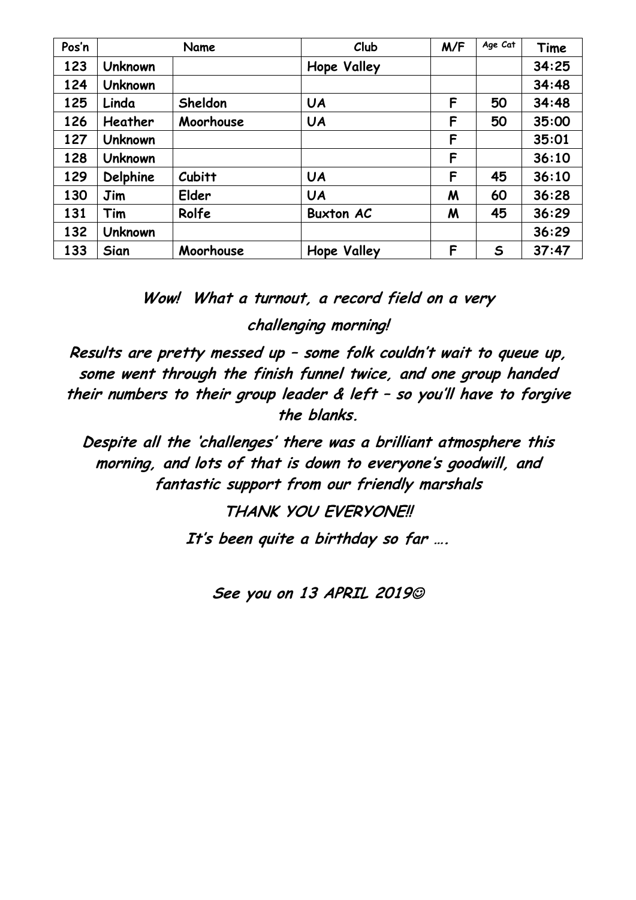| Pos'n | Name | | Club | M/F | Age Cat | Time |
|---|---|---|---|---|---|---|
| 123 | Unknown | | Hope Valley | | | 34:25 |
| 124 | Unknown | | | | | 34:48 |
| 125 | Linda | Sheldon | UA | F | 50 | 34:48 |
| 126 | Heather | Moorhouse | UA | F | 50 | 35:00 |
| 127 | Unknown | | | F | | 35:01 |
| 128 | Unknown | | | F | | 36:10 |
| 129 | Delphine | Cubitt | UA | F | 45 | 36:10 |
| 130 | Jim | Elder | UA | M | 60 | 36:28 |
| 131 | Tim | Rolfe | Buxton AC | M | 45 | 36:29 |
| 132 | Unknown | | | | | 36:29 |
| 133 | Sian | Moorhouse | Hope Valley | F | S | 37:47 |

***Wow! What a turnout, a record field on a very challenging morning!***

***Results are pretty messed up – some folk couldn't wait to queue up, some went through the finish funnel twice, and one group handed their numbers to their group leader & left – so you'll have to forgive the blanks.***

***Despite all the 'challenges' there was a brilliant atmosphere this morning, and lots of that is down to everyone's goodwill, and fantastic support from our friendly marshals***

***THANK YOU EVERYONE!!***

***It's been quite a birthday so far ….***

***See you on 13 APRIL 2019☺***